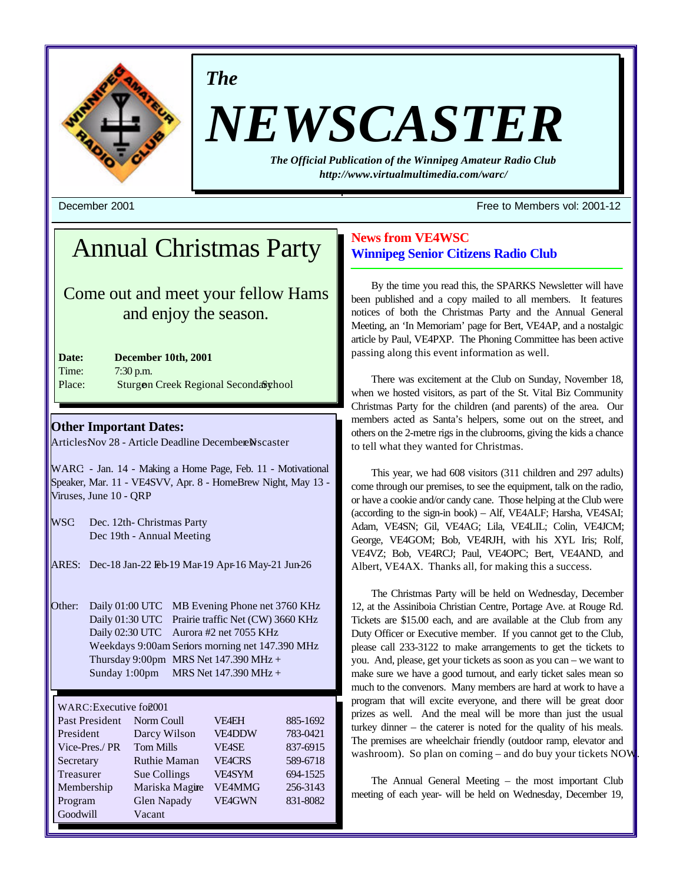*The*

# NEWSCASTER

***The Official Publication of the Winnipeg Amateur Radio Club***
***http://www.virtualmultimedia.com/warc/***

December 2001 — Free to Members vol: 2001-12

## Annual Christmas Party

Come out and meet your fellow Hams and enjoy the season.

**Date:** **December 10th, 2001**
Time: 7:30 p.m.
Place: Sturgeon Creek Regional Secondary School

### Other Important Dates:

Articles: Nov 28 - Article Deadline December Newscaster

WARC - Jan. 14 - Making a Home Page, Feb. 11 - Motivational Speaker, Mar. 11 - VE4SVV, Apr. 8 - HomeBrew Night, May 13 - Viruses, June 10 - QRP

WSC: Dec. 12th- Christmas Party
Dec 19th - Annual Meeting

ARES: Dec-18 Jan-22 Feb-19 Mar-19 Apr-16 May-21 Jun-26

Other:
Daily 01:00 UTC MB Evening Phone net 3760 KHz
Daily 01:30 UTC Prairie traffic Net (CW) 3660 KHz
Daily 02:30 UTC Aurora #2 net 7055 KHz
Weekdays 9:00am Seniors morning net 147.390 MHz
Thursday 9:00pm MRS Net 147.390 MHz +
Sunday 1:00pm MRS Net 147.390 MHz +

| WARC: Executive for 2001 | | | |
|---|---|---|---|
| Past President | Norm Coull | VE4EH | 885-1692 |
| President | Darcy Wilson | VE4DDW | 783-0421 |
| Vice-Pres./ PR | Tom Mills | VE4SE | 837-6915 |
| Secretary | Ruthie Maman | VE4CRS | 589-6718 |
| Treasurer | Sue Collings | VE4SYM | 694-1525 |
| Membership | Mariska Maguire | VE4MMG | 256-3143 |
| Program | Glen Napady | VE4GWN | 831-8082 |
| Goodwill | Vacant | | |

## News from VE4WSC
## Winnipeg Senior Citizens Radio Club

By the time you read this, the SPARKS Newsletter will have been published and a copy mailed to all members. It features notices of both the Christmas Party and the Annual General Meeting, an 'In Memoriam' page for Bert, VE4AP, and a nostalgic article by Paul, VE4PXP. The Phoning Committee has been active passing along this event information as well.

There was excitement at the Club on Sunday, November 18, when we hosted visitors, as part of the St. Vital Biz Community Christmas Party for the children (and parents) of the area. Our members acted as Santa's helpers, some out on the street, and others on the 2-metre rigs in the clubrooms, giving the kids a chance to tell what they wanted for Christmas.

This year, we had 608 visitors (311 children and 297 adults) come through our premises, to see the equipment, talk on the radio, or have a cookie and/or candy cane. Those helping at the Club were (according to the sign-in book) – Alf, VE4ALF; Harsha, VE4SAI; Adam, VE4SN; Gil, VE4AG; Lila, VE4LIL; Colin, VE4JCM; George, VE4GOM; Bob, VE4RJH, with his XYL Iris; Rolf, VE4VZ; Bob, VE4RCJ; Paul, VE4OPC; Bert, VE4AND, and Albert, VE4AX. Thanks all, for making this a success.

The Christmas Party will be held on Wednesday, December 12, at the Assiniboia Christian Centre, Portage Ave. at Rouge Rd. Tickets are $15.00 each, and are available at the Club from any Duty Officer or Executive member. If you cannot get to the Club, please call 233-3122 to make arrangements to get the tickets to you. And, please, get your tickets as soon as you can – we want to make sure we have a good turnout, and early ticket sales mean so much to the convenors. Many members are hard at work to have a program that will excite everyone, and there will be great door prizes as well. And the meal will be more than just the usual turkey dinner – the caterer is noted for the quality of his meals. The premises are wheelchair friendly (outdoor ramp, elevator and washroom). So plan on coming – and do buy your tickets NOW.

The Annual General Meeting – the most important Club meeting of each year- will be held on Wednesday, December 19,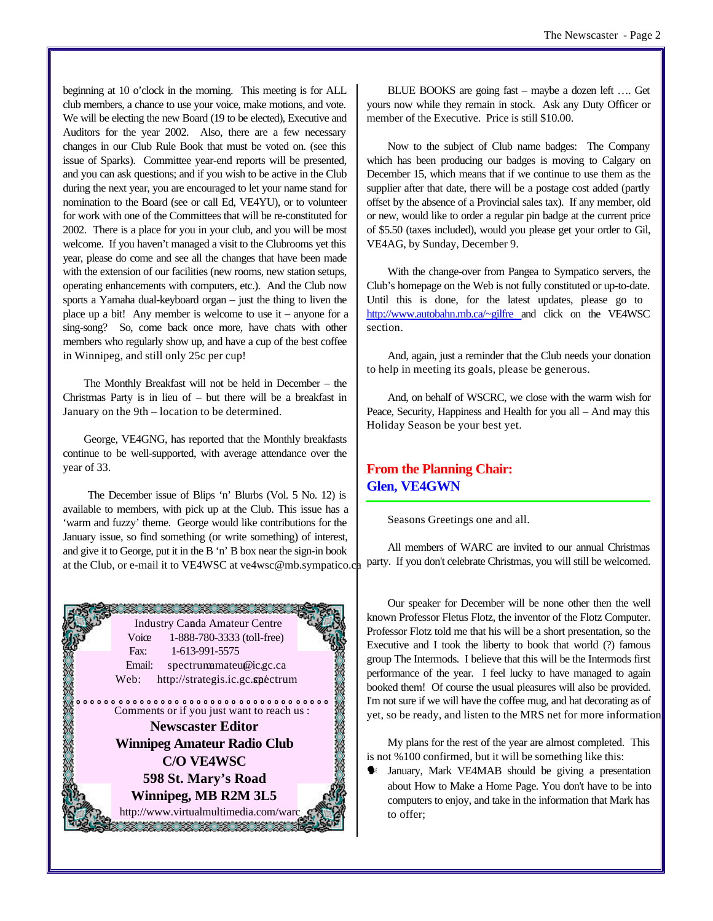beginning at 10 o'clock in the morning. This meeting is for ALL club members, a chance to use your voice, make motions, and vote. We will be electing the new Board (19 to be elected), Executive and Auditors for the year 2002. Also, there are a few necessary changes in our Club Rule Book that must be voted on. (see this issue of Sparks). Committee year-end reports will be presented, and you can ask questions; and if you wish to be active in the Club during the next year, you are encouraged to let your name stand for nomination to the Board (see or call Ed, VE4YU), or to volunteer for work with one of the Committees that will be re-constituted for 2002. There is a place for you in your club, and you will be most welcome. If you haven't managed a visit to the Clubrooms yet this year, please do come and see all the changes that have been made with the extension of our facilities (new rooms, new station setups, operating enhancements with computers, etc.). And the Club now sports a Yamaha dual-keyboard organ – just the thing to liven the place up a bit! Any member is welcome to use it – anyone for a sing-song? So, come back once more, have chats with other members who regularly show up, and have a cup of the best coffee in Winnipeg, and still only 25c per cup!

The Monthly Breakfast will not be held in December – the Christmas Party is in lieu of – but there will be a breakfast in January on the 9th – location to be determined.

George, VE4GNG, has reported that the Monthly breakfasts continue to be well-supported, with average attendance over the year of 33.

The December issue of Blips 'n' Blurbs (Vol. 5 No. 12) is available to members, with pick up at the Club. This issue has a 'warm and fuzzy' theme. George would like contributions for the January issue, so find something (or write something) of interest, and give it to George, put it in the B 'n' B box near the sign-in book at the Club, or e-mail it to VE4WSC at ve4wsc@mb.sympatico.ca

Industry Canada Amateur Centre
Voice 1-888-780-3333 (toll-free)
Fax: 1-613-991-5575
Email: spectrumamateur@ic.gc.ca
Web: http://strategis.ic.gc.ca/spectrum

Comments or if you just want to reach us :

**Newscaster Editor**
**Winnipeg Amateur Radio Club**
**C/O VE4WSC**
**598 St. Mary's Road**
**Winnipeg, MB R2M 3L5**
http://www.virtualmultimedia.com/warc

BLUE BOOKS are going fast – maybe a dozen left …. Get yours now while they remain in stock. Ask any Duty Officer or member of the Executive. Price is still $10.00.

Now to the subject of Club name badges: The Company which has been producing our badges is moving to Calgary on December 15, which means that if we continue to use them as the supplier after that date, there will be a postage cost added (partly offset by the absence of a Provincial sales tax). If any member, old or new, would like to order a regular pin badge at the current price of $5.50 (taxes included), would you please get your order to Gil, VE4AG, by Sunday, December 9.

With the change-over from Pangea to Sympatico servers, the Club's homepage on the Web is not fully constituted or up-to-date. Until this is done, for the latest updates, please go to http://www.autobahn.mb.ca/~gilfre and click on the VE4WSC section.

And, again, just a reminder that the Club needs your donation to help in meeting its goals, please be generous.

And, on behalf of WSCRC, we close with the warm wish for Peace, Security, Happiness and Health for you all – And may this Holiday Season be your best yet.

## From the Planning Chair: Glen, VE4GWN

Seasons Greetings one and all.

All members of WARC are invited to our annual Christmas party. If you don't celebrate Christmas, you will still be welcomed.

Our speaker for December will be none other then the well known Professor Fletus Flotz, the inventor of the Flotz Computer. Professor Flotz told me that his will be a short presentation, so the Executive and I took the liberty to book that world (?) famous group The Intermods. I believe that this will be the Intermods first performance of the year. I feel lucky to have managed to again booked them! Of course the usual pleasures will also be provided. I'm not sure if we will have the coffee mug, and hat decorating as of yet, so be ready, and listen to the MRS net for more information

My plans for the rest of the year are almost completed. This is not %100 confirmed, but it will be something like this:

- January, Mark VE4MAB should be giving a presentation about How to Make a Home Page. You don't have to be into computers to enjoy, and take in the information that Mark has to offer;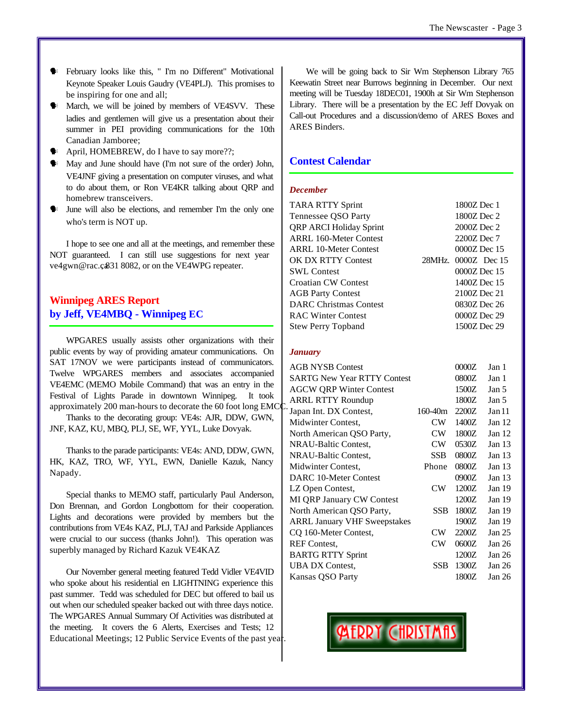- February looks like this, " I'm no Different" Motivational Keynote Speaker Louis Gaudry (VE4PLJ). This promises to be inspiring for one and all;
- March, we will be joined by members of VE4SVV. These ladies and gentlemen will give us a presentation about their summer in PEI providing communications for the 10th Canadian Jamboree;
- April, HOMEBREW, do I have to say more??;
- May and June should have (I'm not sure of the order) John, VE4JNF giving a presentation on computer viruses, and what to do about them, or Ron VE4KR talking about QRP and homebrew transceivers.
- June will also be elections, and remember I'm the only one who's term is NOT up.

I hope to see one and all at the meetings, and remember these NOT guaranteed. I can still use suggestions for next year ve4gwn@rac.ca, 831 8082, or on the VE4WPG repeater.

## Winnipeg ARES Report
## by Jeff, VE4MBQ - Winnipeg EC

WPGARES usually assists other organizations with their public events by way of providing amateur communications. On SAT 17NOV we were participants instead of communicators. Twelve WPGARES members and associates accompanied VE4EMC (MEMO Mobile Command) that was an entry in the Festival of Lights Parade in downtown Winnipeg. It took approximately 200 man-hours to decorate the 60 foot long EMCC.

Thanks to the decorating group: VE4s: AJR, DDW, GWN, JNF, KAZ, KU, MBQ, PLJ, SE, WF, YYL, Luke Dovyak.

Thanks to the parade participants: VE4s: AND, DDW, GWN, HK, KAZ, TRO, WF, YYL, EWN, Danielle Kazuk, Nancy Napady.

Special thanks to MEMO staff, particularly Paul Anderson, Don Brennan, and Gordon Longbottom for their cooperation. Lights and decorations were provided by members but the contributions from VE4s KAZ, PLJ, TAJ and Parkside Appliances were crucial to our success (thanks John!). This operation was superbly managed by Richard Kazuk VE4KAZ

Our November general meeting featured Tedd Vidler VE4VID who spoke about his residential en LIGHTNING experience this past summer. Tedd was scheduled for DEC but offered to bail us out when our scheduled speaker backed out with three days notice. The WPGARES Annual Summary Of Activities was distributed at the meeting. It covers the 6 Alerts, Exercises and Tests; 12 Educational Meetings; 12 Public Service Events of the past year.

We will be going back to Sir Wm Stephenson Library 765 Keewatin Street near Burrows beginning in December. Our next meeting will be Tuesday 18DEC01, 1900h at Sir Wm Stephenson Library. There will be a presentation by the EC Jeff Dovyak on Call-out Procedures and a discussion/demo of ARES Boxes and ARES Binders.

## Contest Calendar

### *December*

| Contest | | Time | Date |
|---|---|---|---|
| TARA RTTY Sprint | | 1800Z | Dec 1 |
| Tennessee QSO Party | | 1800Z | Dec 2 |
| QRP ARCI Holiday Sprint | | 2000Z | Dec 2 |
| ARRL 160-Meter Contest | | 2200Z | Dec 7 |
| ARRL 10-Meter Contest | | 0000Z | Dec 15 |
| OK DX RTTY Contest | 28MHz. | 0000Z | Dec 15 |
| SWL Contest | | 0000Z | Dec 15 |
| Croatian CW Contest | | 1400Z | Dec 15 |
| AGB Party Contest | | 2100Z | Dec 21 |
| DARC Christmas Contest | | 0830Z | Dec 26 |
| RAC Winter Contest | | 0000Z | Dec 29 |
| Stew Perry Topband | | 1500Z | Dec 29 |

### *January*

| Contest | | Time | Date |
|---|---|---|---|
| AGB NYSB Contest | | 0000Z | Jan 1 |
| SARTG New Year RTTY Contest | | 0800Z | Jan 1 |
| AGCW QRP Winter Contest | | 1500Z | Jan 5 |
| ARRL RTTY Roundup | | 1800Z | Jan 5 |
| Japan Int. DX Contest, | 160-40m | 2200Z | Jan 11 |
| Midwinter Contest, | CW | 1400Z | Jan 12 |
| North American QSO Party, | CW | 1800Z | Jan 12 |
| NRAU-Baltic Contest, | CW | 0530Z | Jan 13 |
| NRAU-Baltic Contest, | SSB | 0800Z | Jan 13 |
| Midwinter Contest, | Phone | 0800Z | Jan 13 |
| DARC 10-Meter Contest | | 0900Z | Jan 13 |
| LZ Open Contest, | CW | 1200Z | Jan 19 |
| MI QRP January CW Contest | | 1200Z | Jan 19 |
| North American QSO Party, | SSB | 1800Z | Jan 19 |
| ARRL January VHF Sweepstakes | | 1900Z | Jan 19 |
| CQ 160-Meter Contest, | CW | 2200Z | Jan 25 |
| REF Contest, | CW | 0600Z | Jan 26 |
| BARTG RTTY Sprint | | 1200Z | Jan 26 |
| UBA DX Contest, | SSB | 1300Z | Jan 26 |
| Kansas QSO Party | | 1800Z | Jan 26 |

MERRY CHRISTMAS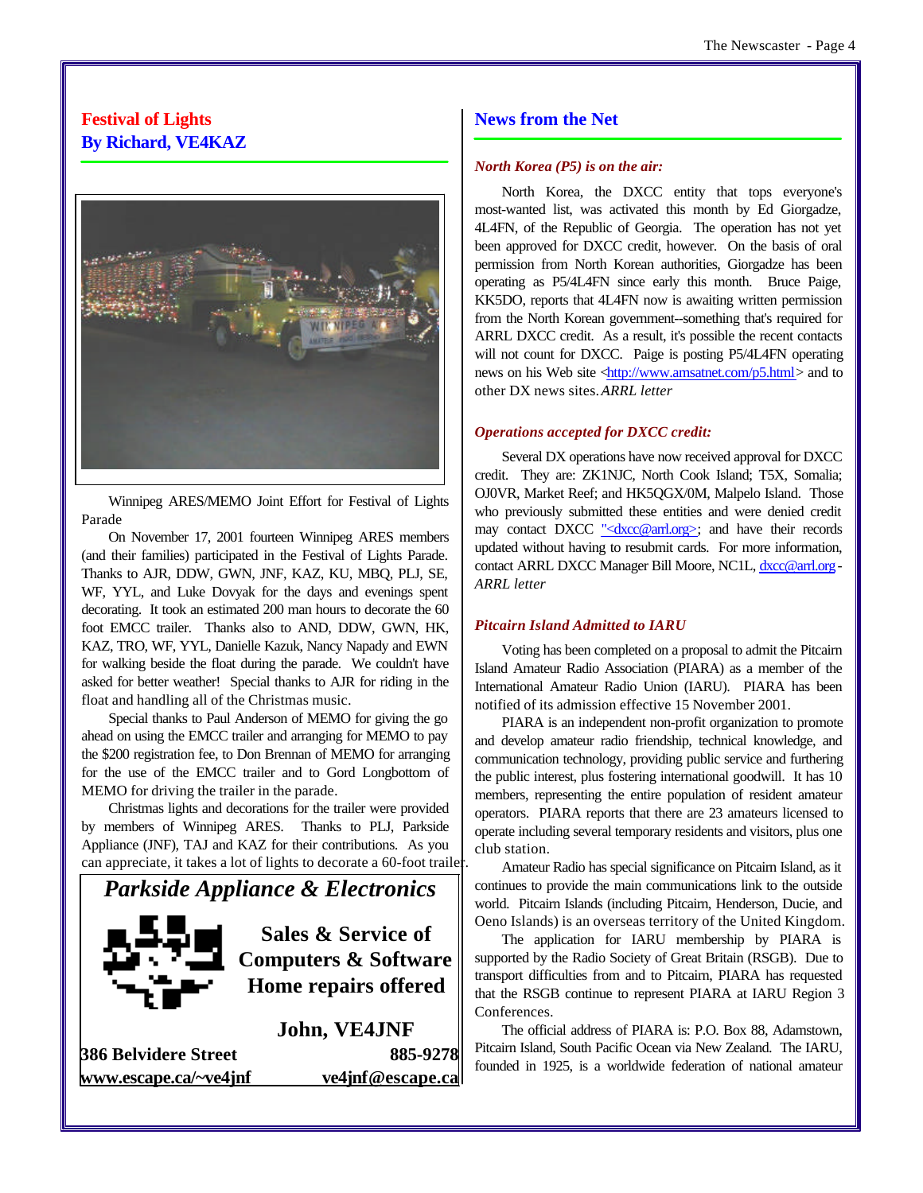## Festival of Lights
## By Richard, VE4KAZ

Winnipeg ARES/MEMO Joint Effort for Festival of Lights Parade

On November 17, 2001 fourteen Winnipeg ARES members (and their families) participated in the Festival of Lights Parade. Thanks to AJR, DDW, GWN, JNF, KAZ, KU, MBQ, PLJ, SE, WF, YYL, and Luke Dovyak for the days and evenings spent decorating. It took an estimated 200 man hours to decorate the 60 foot EMCC trailer. Thanks also to AND, DDW, GWN, HK, KAZ, TRO, WF, YYL, Danielle Kazuk, Nancy Napady and EWN for walking beside the float during the parade. We couldn't have asked for better weather! Special thanks to AJR for riding in the float and handling all of the Christmas music.

Special thanks to Paul Anderson of MEMO for giving the go ahead on using the EMCC trailer and arranging for MEMO to pay the $200 registration fee, to Don Brennan of MEMO for arranging for the use of the EMCC trailer and to Gord Longbottom of MEMO for driving the trailer in the parade.

Christmas lights and decorations for the trailer were provided by members of Winnipeg ARES. Thanks to PLJ, Parkside Appliance (JNF), TAJ and KAZ for their contributions. As you can appreciate, it takes a lot of lights to decorate a 60-foot trailer.

**Parkside Appliance & Electronics**

**Sales & Service of Computers & Software**
**Home repairs offered**

**John, VE4JNF**

**386 Belvidere Street** **885-9278**
**www.escape.ca/~ve4jnf** **ve4jnf@escape.ca**

## News from the Net

### *North Korea (P5) is on the air:*

North Korea, the DXCC entity that tops everyone's most-wanted list, was activated this month by Ed Giorgadze, 4L4FN, of the Republic of Georgia. The operation has not yet been approved for DXCC credit, however. On the basis of oral permission from North Korean authorities, Giorgadze has been operating as P5/4L4FN since early this month. Bruce Paige, KK5DO, reports that 4L4FN now is awaiting written permission from the North Korean government--something that's required for ARRL DXCC credit. As a result, it's possible the recent contacts will not count for DXCC. Paige is posting P5/4L4FN operating news on his Web site <http://www.amsatnet.com/p5.html> and to other DX news sites. *ARRL letter*

### *Operations accepted for DXCC credit:*

Several DX operations have now received approval for DXCC credit. They are: ZK1NJC, North Cook Island; T5X, Somalia; OJ0VR, Market Reef; and HK5QGX/0M, Malpelo Island. Those who previously submitted these entities and were denied credit may contact DXCC "<dxcc@arrl.org>; and have their records updated without having to resubmit cards. For more information, contact ARRL DXCC Manager Bill Moore, NC1L, dxcc@arrl.org - *ARRL letter*

### *Pitcairn Island Admitted to IARU*

Voting has been completed on a proposal to admit the Pitcairn Island Amateur Radio Association (PIARA) as a member of the International Amateur Radio Union (IARU). PIARA has been notified of its admission effective 15 November 2001.

PIARA is an independent non-profit organization to promote and develop amateur radio friendship, technical knowledge, and communication technology, providing public service and furthering the public interest, plus fostering international goodwill. It has 10 members, representing the entire population of resident amateur operators. PIARA reports that there are 23 amateurs licensed to operate including several temporary residents and visitors, plus one club station.

Amateur Radio has special significance on Pitcairn Island, as it continues to provide the main communications link to the outside world. Pitcairn Islands (including Pitcairn, Henderson, Ducie, and Oeno Islands) is an overseas territory of the United Kingdom.

The application for IARU membership by PIARA is supported by the Radio Society of Great Britain (RSGB). Due to transport difficulties from and to Pitcairn, PIARA has requested that the RSGB continue to represent PIARA at IARU Region 3 Conferences.

The official address of PIARA is: P.O. Box 88, Adamstown, Pitcairn Island, South Pacific Ocean via New Zealand. The IARU, founded in 1925, is a worldwide federation of national amateur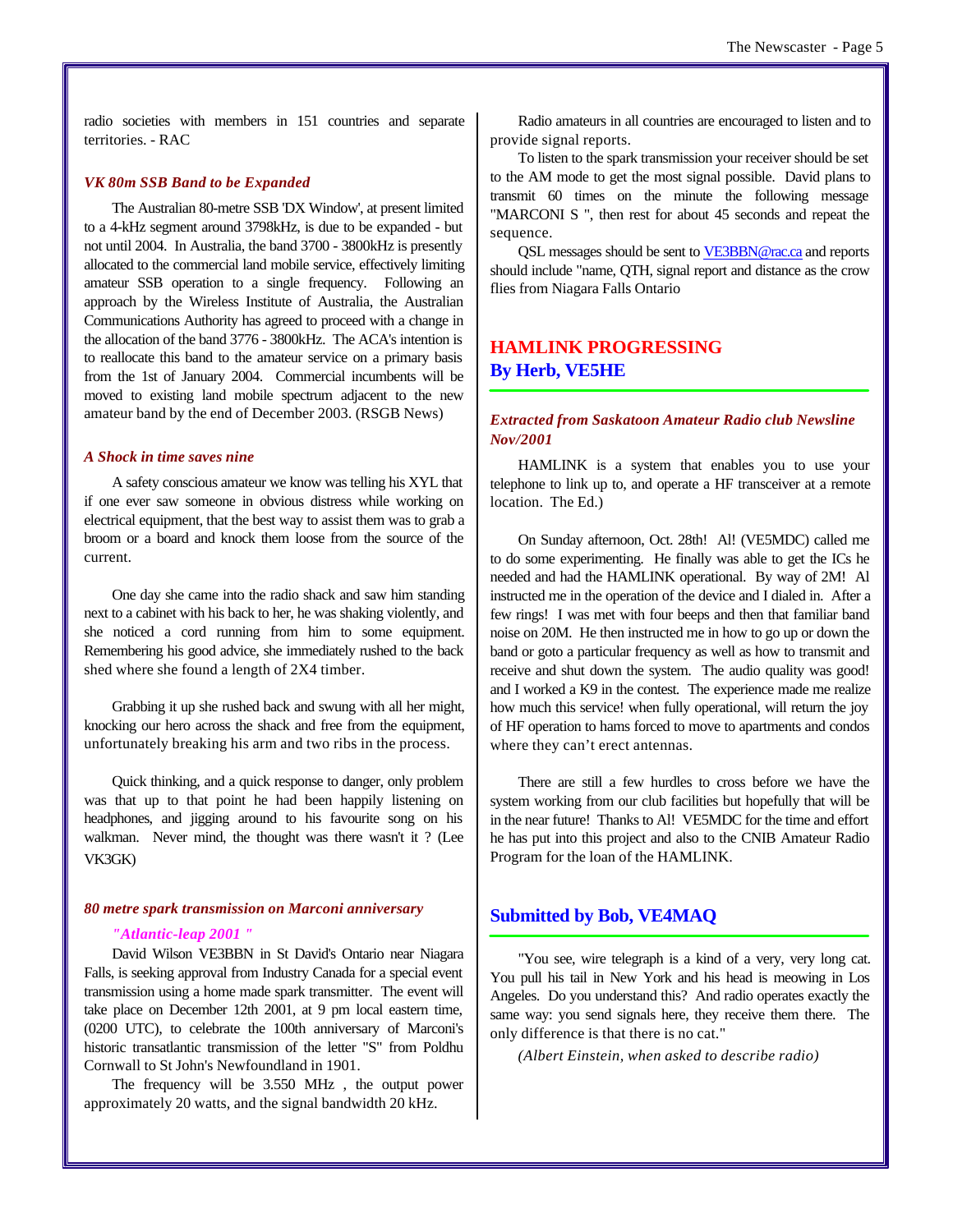radio societies with members in 151 countries and separate territories. - RAC

### *VK 80m SSB Band to be Expanded*

The Australian 80-metre SSB 'DX Window', at present limited to a 4-kHz segment around 3798kHz, is due to be expanded - but not until 2004. In Australia, the band 3700 - 3800kHz is presently allocated to the commercial land mobile service, effectively limiting amateur SSB operation to a single frequency. Following an approach by the Wireless Institute of Australia, the Australian Communications Authority has agreed to proceed with a change in the allocation of the band 3776 - 3800kHz. The ACA's intention is to reallocate this band to the amateur service on a primary basis from the 1st of January 2004. Commercial incumbents will be moved to existing land mobile spectrum adjacent to the new amateur band by the end of December 2003. (RSGB News)

### *A Shock in time saves nine*

A safety conscious amateur we know was telling his XYL that if one ever saw someone in obvious distress while working on electrical equipment, that the best way to assist them was to grab a broom or a board and knock them loose from the source of the current.

One day she came into the radio shack and saw him standing next to a cabinet with his back to her, he was shaking violently, and she noticed a cord running from him to some equipment. Remembering his good advice, she immediately rushed to the back shed where she found a length of 2X4 timber.

Grabbing it up she rushed back and swung with all her might, knocking our hero across the shack and free from the equipment, unfortunately breaking his arm and two ribs in the process.

Quick thinking, and a quick response to danger, only problem was that up to that point he had been happily listening on headphones, and jigging around to his favourite song on his walkman. Never mind, the thought was there wasn't it ? (Lee VK3GK)

### *80 metre spark transmission on Marconi anniversary*

*"Atlantic-leap 2001 "*

David Wilson VE3BBN in St David's Ontario near Niagara Falls, is seeking approval from Industry Canada for a special event transmission using a home made spark transmitter. The event will take place on December 12th 2001, at 9 pm local eastern time, (0200 UTC), to celebrate the 100th anniversary of Marconi's historic transatlantic transmission of the letter "S" from Poldhu Cornwall to St John's Newfoundland in 1901.

The frequency will be 3.550 MHz , the output power approximately 20 watts, and the signal bandwidth 20 kHz.

Radio amateurs in all countries are encouraged to listen and to provide signal reports.

To listen to the spark transmission your receiver should be set to the AM mode to get the most signal possible. David plans to transmit 60 times on the minute the following message "MARCONI S ", then rest for about 45 seconds and repeat the sequence.

QSL messages should be sent to VE3BBN@rac.ca and reports should include "name, QTH, signal report and distance as the crow flies from Niagara Falls Ontario

## HAMLINK PROGRESSING
## By Herb, VE5HE

*Extracted from Saskatoon Amateur Radio club Newsline Nov/2001*

HAMLINK is a system that enables you to use your telephone to link up to, and operate a HF transceiver at a remote location. The Ed.)

On Sunday afternoon, Oct. 28th! Al! (VE5MDC) called me to do some experimenting. He finally was able to get the ICs he needed and had the HAMLINK operational. By way of 2M! Al instructed me in the operation of the device and I dialed in. After a few rings! I was met with four beeps and then that familiar band noise on 20M. He then instructed me in how to go up or down the band or goto a particular frequency as well as how to transmit and receive and shut down the system. The audio quality was good! and I worked a K9 in the contest. The experience made me realize how much this service! when fully operational, will return the joy of HF operation to hams forced to move to apartments and condos where they can't erect antennas.

There are still a few hurdles to cross before we have the system working from our club facilities but hopefully that will be in the near future! Thanks to Al! VE5MDC for the time and effort he has put into this project and also to the CNIB Amateur Radio Program for the loan of the HAMLINK.

## Submitted by Bob, VE4MAQ

"You see, wire telegraph is a kind of a very, very long cat. You pull his tail in New York and his head is meowing in Los Angeles. Do you understand this? And radio operates exactly the same way: you send signals here, they receive them there. The only difference is that there is no cat."

*(Albert Einstein, when asked to describe radio)*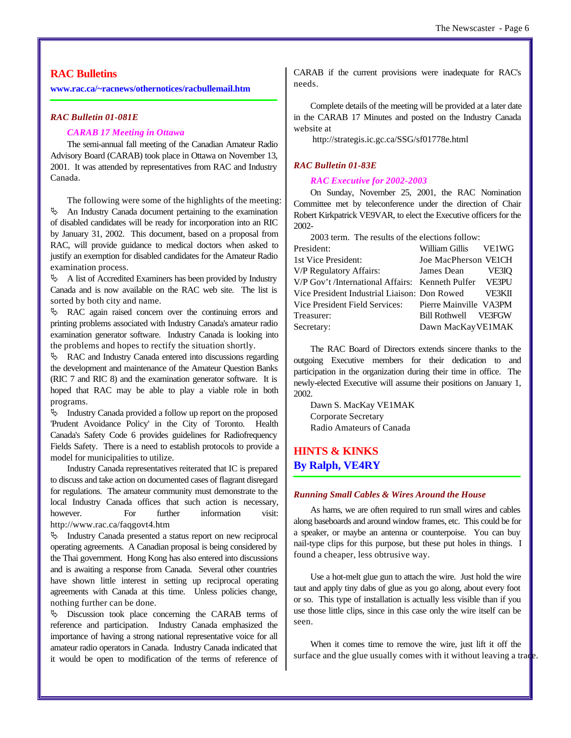## RAC Bulletins

**www.rac.ca/~racnews/othernotices/racbullemail.htm**

### *RAC Bulletin 01-081E*

#### *CARAB 17 Meeting in Ottawa*

The semi-annual fall meeting of the Canadian Amateur Radio Advisory Board (CARAB) took place in Ottawa on November 13, 2001. It was attended by representatives from RAC and Industry Canada.

The following were some of the highlights of the meeting:

- An Industry Canada document pertaining to the examination of disabled candidates will be ready for incorporation into an RIC by January 31, 2002. This document, based on a proposal from RAC, will provide guidance to medical doctors when asked to justify an exemption for disabled candidates for the Amateur Radio examination process.
- A list of Accredited Examiners has been provided by Industry Canada and is now available on the RAC web site. The list is sorted by both city and name.
- RAC again raised concern over the continuing errors and printing problems associated with Industry Canada's amateur radio examination generator software. Industry Canada is looking into the problems and hopes to rectify the situation shortly.
- RAC and Industry Canada entered into discussions regarding the development and maintenance of the Amateur Question Banks (RIC 7 and RIC 8) and the examination generator software. It is hoped that RAC may be able to play a viable role in both programs.
- Industry Canada provided a follow up report on the proposed 'Prudent Avoidance Policy' in the City of Toronto. Health Canada's Safety Code 6 provides guidelines for Radiofrequency Fields Safety. There is a need to establish protocols to provide a model for municipalities to utilize.

Industry Canada representatives reiterated that IC is prepared to discuss and take action on documented cases of flagrant disregard for regulations. The amateur community must demonstrate to the local Industry Canada offices that such action is necessary, however. For further information visit: http://www.rac.ca/faqgovt4.htm

- Industry Canada presented a status report on new reciprocal operating agreements. A Canadian proposal is being considered by the Thai government. Hong Kong has also entered into discussions and is awaiting a response from Canada. Several other countries have shown little interest in setting up reciprocal operating agreements with Canada at this time. Unless policies change, nothing further can be done.
- Discussion took place concerning the CARAB terms of reference and participation. Industry Canada emphasized the importance of having a strong national representative voice for all amateur radio operators in Canada. Industry Canada indicated that it would be open to modification of the terms of reference of CARAB if the current provisions were inadequate for RAC's needs.

Complete details of the meeting will be provided at a later date in the CARAB 17 Minutes and posted on the Industry Canada website at

http://strategis.ic.gc.ca/SSG/sf01778e.html

### *RAC Bulletin 01-83E*

#### *RAC Executive for 2002-2003*

On Sunday, November 25, 2001, the RAC Nomination Committee met by teleconference under the direction of Chair Robert Kirkpatrick VE9VAR, to elect the Executive officers for the 2002-2003 term. The results of the elections follow:

| | | |
|---|---|---|
| President: | William Gillis | VE1WG |
| 1st Vice President: | Joe MacPherson | VE1CH |
| V/P Regulatory Affairs: | James Dean | VE3IQ |
| V/P Gov't /International Affairs: | Kenneth Pulfer | VE3PU |
| Vice President Industrial Liaison: | Don Rowed | VE3KII |
| Vice President Field Services: | Pierre Mainville | VA3PM |
| Treasurer: | Bill Rothwell | VE3FGW |
| Secretary: | Dawn MacKay | VE1MAK |

The RAC Board of Directors extends sincere thanks to the outgoing Executive members for their dedication to and participation in the organization during their time in office. The newly-elected Executive will assume their positions on January 1, 2002.

Dawn S. MacKay VE1MAK
Corporate Secretary
Radio Amateurs of Canada

## HINTS & KINKS
## By Ralph, VE4RY

### *Running Small Cables & Wires Around the House*

As hams, we are often required to run small wires and cables along baseboards and around window frames, etc. This could be for a speaker, or maybe an antenna or counterpoise. You can buy nail-type clips for this purpose, but these put holes in things. I found a cheaper, less obtrusive way.

Use a hot-melt glue gun to attach the wire. Just hold the wire taut and apply tiny dabs of glue as you go along, about every foot or so. This type of installation is actually less visible than if you use those little clips, since in this case only the wire itself can be seen.

When it comes time to remove the wire, just lift it off the surface and the glue usually comes with it without leaving a trace.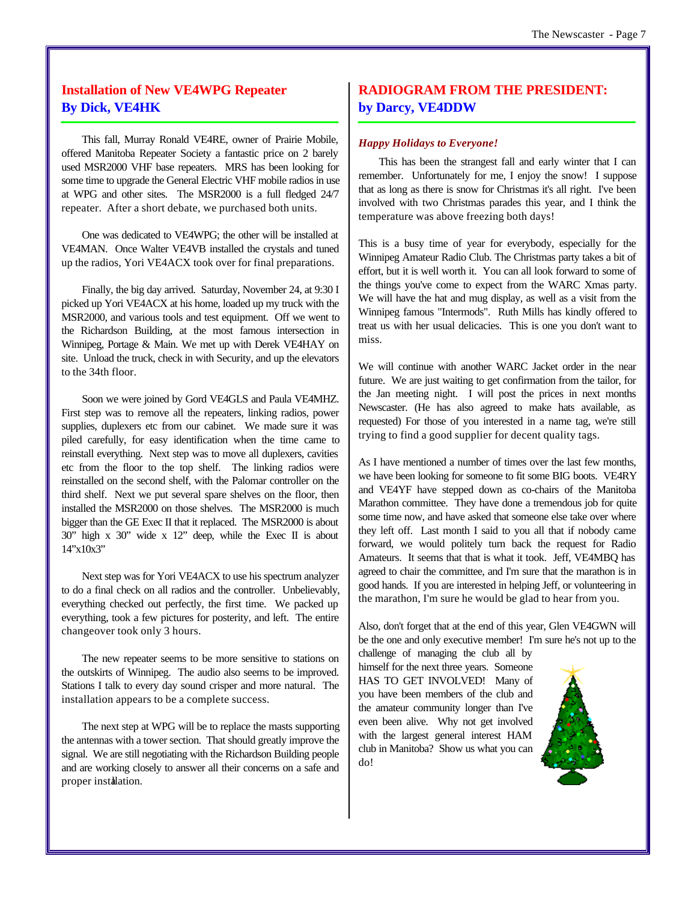## Installation of New VE4WPG Repeater
## By Dick, VE4HK

This fall, Murray Ronald VE4RE, owner of Prairie Mobile, offered Manitoba Repeater Society a fantastic price on 2 barely used MSR2000 VHF base repeaters. MRS has been looking for some time to upgrade the General Electric VHF mobile radios in use at WPG and other sites. The MSR2000 is a full fledged 24/7 repeater. After a short debate, we purchased both units.

One was dedicated to VE4WPG; the other will be installed at VE4MAN. Once Walter VE4VB installed the crystals and tuned up the radios, Yori VE4ACX took over for final preparations.

Finally, the big day arrived. Saturday, November 24, at 9:30 I picked up Yori VE4ACX at his home, loaded up my truck with the MSR2000, and various tools and test equipment. Off we went to the Richardson Building, at the most famous intersection in Winnipeg, Portage & Main. We met up with Derek VE4HAY on site. Unload the truck, check in with Security, and up the elevators to the 34th floor.

Soon we were joined by Gord VE4GLS and Paula VE4MHZ. First step was to remove all the repeaters, linking radios, power supplies, duplexers etc from our cabinet. We made sure it was piled carefully, for easy identification when the time came to reinstall everything. Next step was to move all duplexers, cavities etc from the floor to the top shelf. The linking radios were reinstalled on the second shelf, with the Palomar controller on the third shelf. Next we put several spare shelves on the floor, then installed the MSR2000 on those shelves. The MSR2000 is much bigger than the GE Exec II that it replaced. The MSR2000 is about 30" high x 30" wide x 12" deep, while the Exec II is about 14"x10x3"

Next step was for Yori VE4ACX to use his spectrum analyzer to do a final check on all radios and the controller. Unbelievably, everything checked out perfectly, the first time. We packed up everything, took a few pictures for posterity, and left. The entire changeover took only 3 hours.

The new repeater seems to be more sensitive to stations on the outskirts of Winnipeg. The audio also seems to be improved. Stations I talk to every day sound crisper and more natural. The installation appears to be a complete success.

The next step at WPG will be to replace the masts supporting the antennas with a tower section. That should greatly improve the signal. We are still negotiating with the Richardson Building people and are working closely to answer all their concerns on a safe and proper installation.

## RADIOGRAM FROM THE PRESIDENT:
## by Darcy, VE4DDW

***Happy Holidays to Everyone!***

This has been the strangest fall and early winter that I can remember. Unfortunately for me, I enjoy the snow! I suppose that as long as there is snow for Christmas it's all right. I've been involved with two Christmas parades this year, and I think the temperature was above freezing both days!

This is a busy time of year for everybody, especially for the Winnipeg Amateur Radio Club. The Christmas party takes a bit of effort, but it is well worth it. You can all look forward to some of the things you've come to expect from the WARC Xmas party. We will have the hat and mug display, as well as a visit from the Winnipeg famous "Intermods". Ruth Mills has kindly offered to treat us with her usual delicacies. This is one you don't want to miss.

We will continue with another WARC Jacket order in the near future. We are just waiting to get confirmation from the tailor, for the Jan meeting night. I will post the prices in next months Newscaster. (He has also agreed to make hats available, as requested) For those of you interested in a name tag, we're still trying to find a good supplier for decent quality tags.

As I have mentioned a number of times over the last few months, we have been looking for someone to fit some BIG boots. VE4RY and VE4YF have stepped down as co-chairs of the Manitoba Marathon committee. They have done a tremendous job for quite some time now, and have asked that someone else take over where they left off. Last month I said to you all that if nobody came forward, we would politely turn back the request for Radio Amateurs. It seems that that is what it took. Jeff, VE4MBQ has agreed to chair the committee, and I'm sure that the marathon is in good hands. If you are interested in helping Jeff, or volunteering in the marathon, I'm sure he would be glad to hear from you.

Also, don't forget that at the end of this year, Glen VE4GWN will be the one and only executive member! I'm sure he's not up to the challenge of managing the club all by himself for the next three years. Someone HAS TO GET INVOLVED! Many of you have been members of the club and the amateur community longer than I've even been alive. Why not get involved with the largest general interest HAM club in Manitoba? Show us what you can do!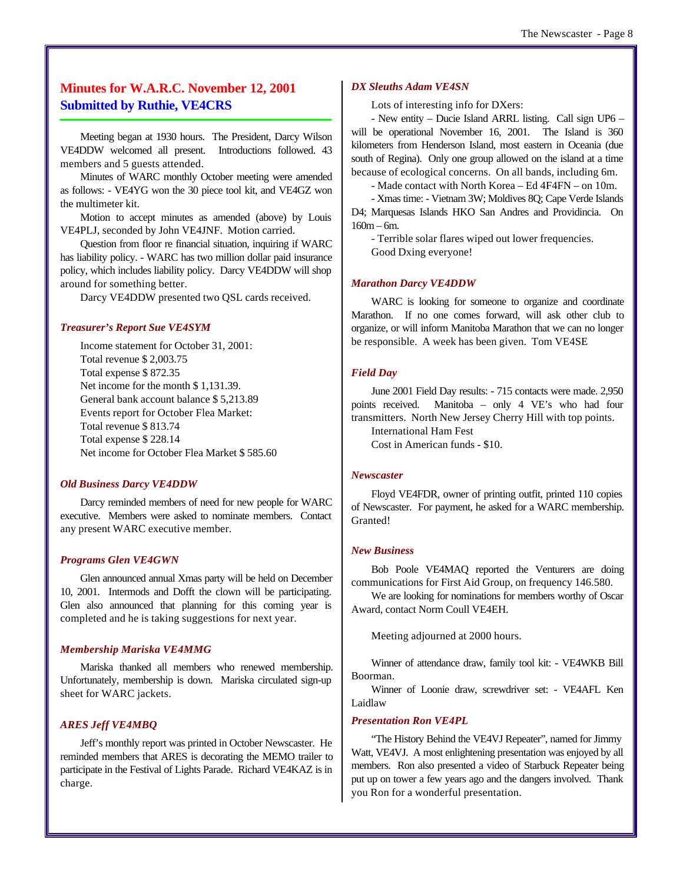## Minutes for W.A.R.C. November 12, 2001
## Submitted by Ruthie, VE4CRS

Meeting began at 1930 hours. The President, Darcy Wilson VE4DDW welcomed all present. Introductions followed. 43 members and 5 guests attended.

Minutes of WARC monthly October meeting were amended as follows: - VE4YG won the 30 piece tool kit, and VE4GZ won the multimeter kit.

Motion to accept minutes as amended (above) by Louis VE4PLJ, seconded by John VE4JNF. Motion carried.

Question from floor re financial situation, inquiring if WARC has liability policy. - WARC has two million dollar paid insurance policy, which includes liability policy. Darcy VE4DDW will shop around for something better.

Darcy VE4DDW presented two QSL cards received.

### *Treasurer's Report Sue VE4SYM*

Income statement for October 31, 2001:
Total revenue $ 2,003.75
Total expense $ 872.35
Net income for the month $ 1,131.39.
General bank account balance $ 5,213.89
Events report for October Flea Market:
Total revenue $ 813.74
Total expense $ 228.14
Net income for October Flea Market $ 585.60

### *Old Business Darcy VE4DDW*

Darcy reminded members of need for new people for WARC executive. Members were asked to nominate members. Contact any present WARC executive member.

### *Programs Glen VE4GWN*

Glen announced annual Xmas party will be held on December 10, 2001. Intermods and Dofft the clown will be participating. Glen also announced that planning for this coming year is completed and he is taking suggestions for next year.

### *Membership Mariska VE4MMG*

Mariska thanked all members who renewed membership. Unfortunately, membership is down. Mariska circulated sign-up sheet for WARC jackets.

### *ARES Jeff VE4MBQ*

Jeff's monthly report was printed in October Newscaster. He reminded members that ARES is decorating the MEMO trailer to participate in the Festival of Lights Parade. Richard VE4KAZ is in charge.

### *DX Sleuths Adam VE4SN*

Lots of interesting info for DXers:

- New entity – Ducie Island ARRL listing. Call sign UP6 – will be operational November 16, 2001. The Island is 360 kilometers from Henderson Island, most eastern in Oceania (due south of Regina). Only one group allowed on the island at a time because of ecological concerns. On all bands, including 6m.

- Made contact with North Korea – Ed 4F4FN – on 10m.

- Xmas time: - Vietnam 3W; Moldives 8Q; Cape Verde Islands D4; Marquesas Islands HKO San Andres and Providincia. On 160m – 6m.

- Terrible solar flares wiped out lower frequencies.

Good Dxing everyone!

### *Marathon Darcy VE4DDW*

WARC is looking for someone to organize and coordinate Marathon. If no one comes forward, will ask other club to organize, or will inform Manitoba Marathon that we can no longer be responsible. A week has been given. Tom VE4SE

### *Field Day*

June 2001 Field Day results: - 715 contacts were made. 2,950 points received. Manitoba – only 4 VE's who had four transmitters. North New Jersey Cherry Hill with top points.

International Ham Fest

Cost in American funds - $10.

### *Newscaster*

Floyd VE4FDR, owner of printing outfit, printed 110 copies of Newscaster. For payment, he asked for a WARC membership. Granted!

### *New Business*

Bob Poole VE4MAQ reported the Venturers are doing communications for First Aid Group, on frequency 146.580.

We are looking for nominations for members worthy of Oscar Award, contact Norm Coull VE4EH.

Meeting adjourned at 2000 hours.

Winner of attendance draw, family tool kit: - VE4WKB Bill Boorman.

Winner of Loonie draw, screwdriver set: - VE4AFL Ken Laidlaw

### *Presentation Ron VE4PL*

"The History Behind the VE4VJ Repeater", named for Jimmy Watt, VE4VJ. A most enlightening presentation was enjoyed by all members. Ron also presented a video of Starbuck Repeater being put up on tower a few years ago and the dangers involved. Thank you Ron for a wonderful presentation.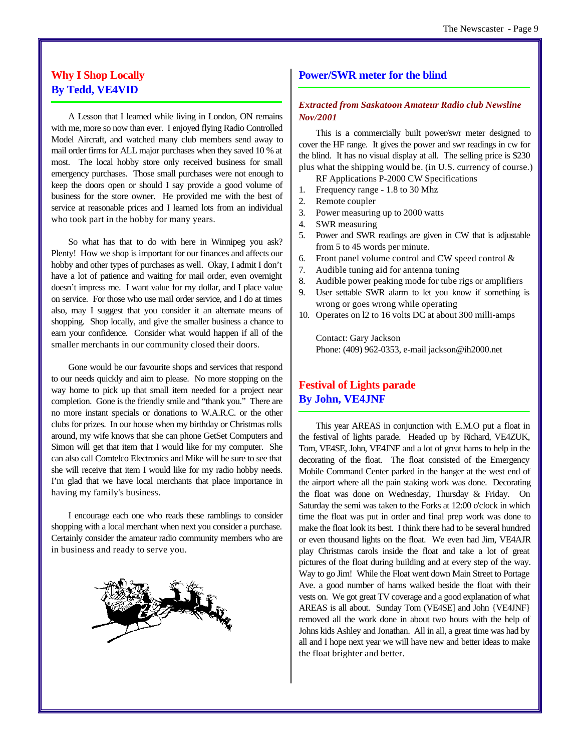## Why I Shop Locally
## By Tedd, VE4VID

A Lesson that I learned while living in London, ON remains with me, more so now than ever. I enjoyed flying Radio Controlled Model Aircraft, and watched many club members send away to mail order firms for ALL major purchases when they saved 10 % at most. The local hobby store only received business for small emergency purchases. Those small purchases were not enough to keep the doors open or should I say provide a good volume of business for the store owner. He provided me with the best of service at reasonable prices and I learned lots from an individual who took part in the hobby for many years.

So what has that to do with here in Winnipeg you ask? Plenty! How we shop is important for our finances and affects our hobby and other types of purchases as well. Okay, I admit I don't have a lot of patience and waiting for mail order, even overnight doesn't impress me. I want value for my dollar, and I place value on service. For those who use mail order service, and I do at times also, may I suggest that you consider it an alternate means of shopping. Shop locally, and give the smaller business a chance to earn your confidence. Consider what would happen if all of the smaller merchants in our community closed their doors.

Gone would be our favourite shops and services that respond to our needs quickly and aim to please. No more stopping on the way home to pick up that small item needed for a project near completion. Gone is the friendly smile and "thank you." There are no more instant specials or donations to W.A.R.C. or the other clubs for prizes. In our house when my birthday or Christmas rolls around, my wife knows that she can phone GetSet Computers and Simon will get that item that I would like for my computer. She can also call Comtelco Electronics and Mike will be sure to see that she will receive that item I would like for my radio hobby needs. I'm glad that we have local merchants that place importance in having my family's business.

I encourage each one who reads these ramblings to consider shopping with a local merchant when next you consider a purchase. Certainly consider the amateur radio community members who are in business and ready to serve you.

## Power/SWR meter for the blind

***Extracted from Saskatoon Amateur Radio club Newsline Nov/2001***

This is a commercially built power/swr meter designed to cover the HF range. It gives the power and swr readings in cw for the blind. It has no visual display at all. The selling price is $230 plus what the shipping would be. (in U.S. currency of course.)

RF Applications P-2000 CW Specifications

1. Frequency range - 1.8 to 30 Mhz
2. Remote coupler
3. Power measuring up to 2000 watts
4. SWR measuring
5. Power and SWR readings are given in CW that is adjustable from 5 to 45 words per minute.
6. Front panel volume control and CW speed control &
7. Audible tuning aid for antenna tuning
8. Audible power peaking mode for tube rigs or amplifiers
9. User settable SWR alarm to let you know if something is wrong or goes wrong while operating
10. Operates on l2 to 16 volts DC at about 300 milli-amps

Contact: Gary Jackson
Phone: (409) 962-0353, e-mail jackson@ih2000.net

## Festival of Lights parade
## By John, VE4JNF

This year AREAS in conjunction with E.M.O put a float in the festival of lights parade. Headed up by Richard, VE4ZUK, Tom, VE4SE, John, VE4JNF and a lot of great hams to help in the decorating of the float. The float consisted of the Emergency Mobile Command Center parked in the hanger at the west end of the airport where all the pain staking work was done. Decorating the float was done on Wednesday, Thursday & Friday. On Saturday the semi was taken to the Forks at 12:00 o'clock in which time the float was put in order and final prep work was done to make the float look its best. I think there had to be several hundred or even thousand lights on the float. We even had Jim, VE4AJR play Christmas carols inside the float and take a lot of great pictures of the float during building and at every step of the way. Way to go Jim! While the Float went down Main Street to Portage Ave. a good number of hams walked beside the float with their vests on. We got great TV coverage and a good explanation of what AREAS is all about. Sunday Tom (VE4SE] and John {VE4JNF} removed all the work done in about two hours with the help of Johns kids Ashley and Jonathan. All in all, a great time was had by all and I hope next year we will have new and better ideas to make the float brighter and better.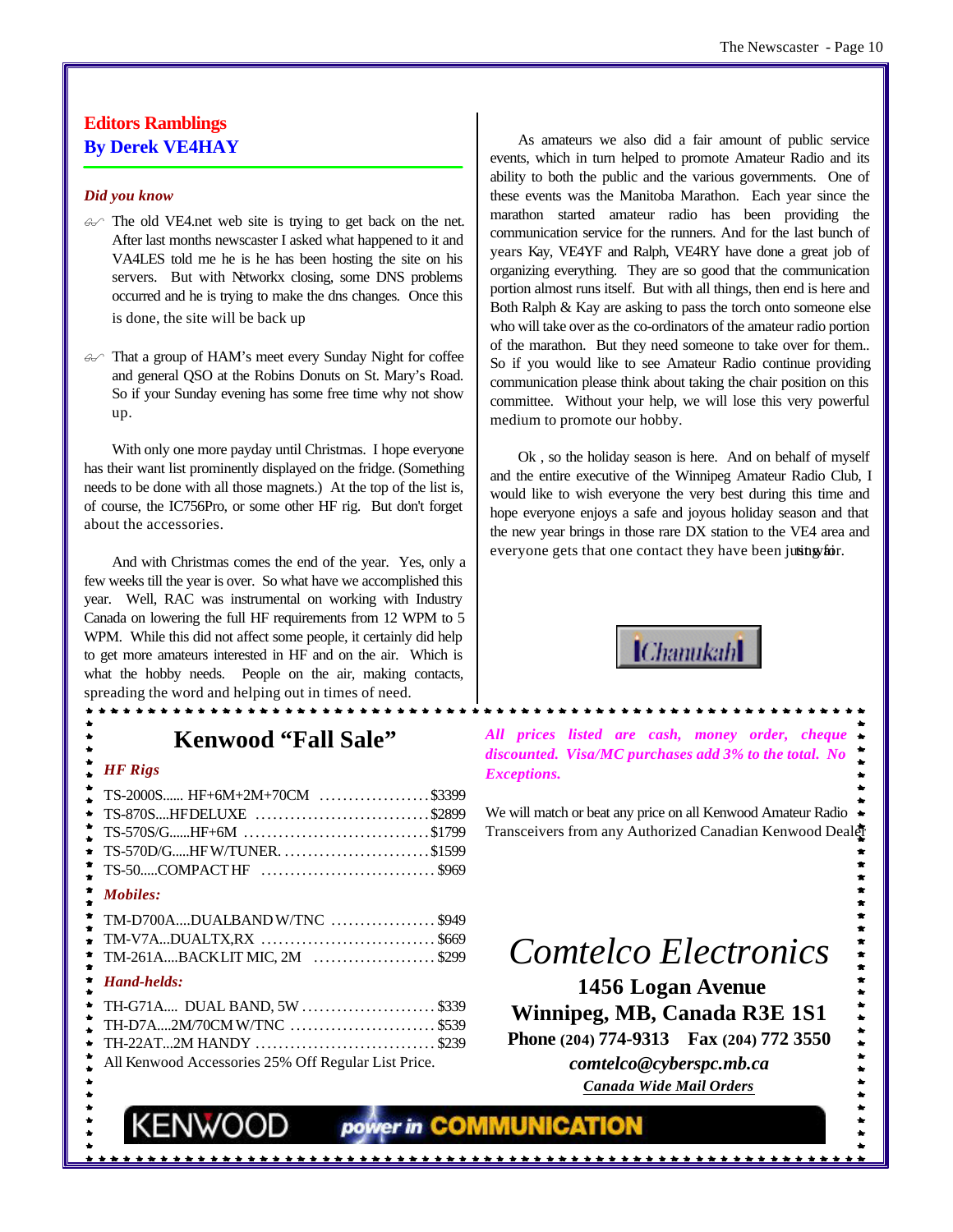## Editors Ramblings
## By Derek VE4HAY

### *Did you know*

- The old VE4.net web site is trying to get back on the net. After last months newscaster I asked what happened to it and VA4LES told me he is he has been hosting the site on his servers. But with Networkx closing, some DNS problems occurred and he is trying to make the dns changes. Once this is done, the site will be back up

- That a group of HAM's meet every Sunday Night for coffee and general QSO at the Robins Donuts on St. Mary's Road. So if your Sunday evening has some free time why not show up.

With only one more payday until Christmas. I hope everyone has their want list prominently displayed on the fridge. (Something needs to be done with all those magnets.) At the top of the list is, of course, the IC756Pro, or some other HF rig. But don't forget about the accessories.

And with Christmas comes the end of the year. Yes, only a few weeks till the year is over. So what have we accomplished this year. Well, RAC was instrumental on working with Industry Canada on lowering the full HF requirements from 12 WPM to 5 WPM. While this did not affect some people, it certainly did help to get more amateurs interested in HF and on the air. Which is what the hobby needs. People on the air, making contacts, spreading the word and helping out in times of need.

As amateurs we also did a fair amount of public service events, which in turn helped to promote Amateur Radio and its ability to both the public and the various governments. One of these events was the Manitoba Marathon. Each year since the marathon started amateur radio has been providing the communication service for the runners. And for the last bunch of years Kay, VE4YF and Ralph, VE4RY have done a great job of organizing everything. They are so good that the communication portion almost runs itself. But with all things, then end is here and Both Ralph & Kay are asking to pass the torch onto someone else who will take over as the co-ordinators of the amateur radio portion of the marathon. But they need someone to take over for them.. So if you would like to see Amateur Radio continue providing communication please think about taking the chair position on this committee. Without your help, we will lose this very powerful medium to promote our hobby.

Ok , so the holiday season is here. And on behalf of myself and the entire executive of the Winnipeg Amateur Radio Club, I would like to wish everyone the very best during this time and hope everyone enjoys a safe and joyous holiday season and that the new year brings in those rare DX station to the VE4 area and everyone gets that one contact they have been just waiting for.

Chanukah

---

## Kenwood "Fall Sale"

*HF Rigs*

TS-2000S...... HF+6M+2M+70CM .................. $3399
TS-870S....HF DELUXE .............................. $2899
TS-570S/G......HF+6M ................................ $1799
TS-570D/G.....HF W/TUNER. .......................... $1599
TS-50.....COMPACT HF .............................. $969

*Mobiles:*

TM-D700A....DUALBAND W/TNC .................. $949
TM-V7A...DUAL TX,RX .............................. $669
TM-261A....BACKLIT MIC, 2M ..................... $299

*Hand-helds:*

TH-G71A.... DUAL BAND, 5W ....................... $339
TH-D7A....2M/70CM W/TNC ......................... $539
TH-22AT...2M HANDY ............................... $239

All Kenwood Accessories 25% Off Regular List Price.

*All prices listed are cash, money order, cheque discounted. Visa/MC purchases add 3% to the total. No Exceptions.*

We will match or beat any price on all Kenwood Amateur Radio Transceivers from any Authorized Canadian Kenwood Dealer

*Comtelco Electronics*

**1456 Logan Avenue**
**Winnipeg, MB, Canada R3E 1S1**
**Phone (204) 774-9313 Fax (204) 772 3550**
***comtelco@cyberspc.mb.ca***
***Canada Wide Mail Orders***

KENWOOD power in COMMUNICATION